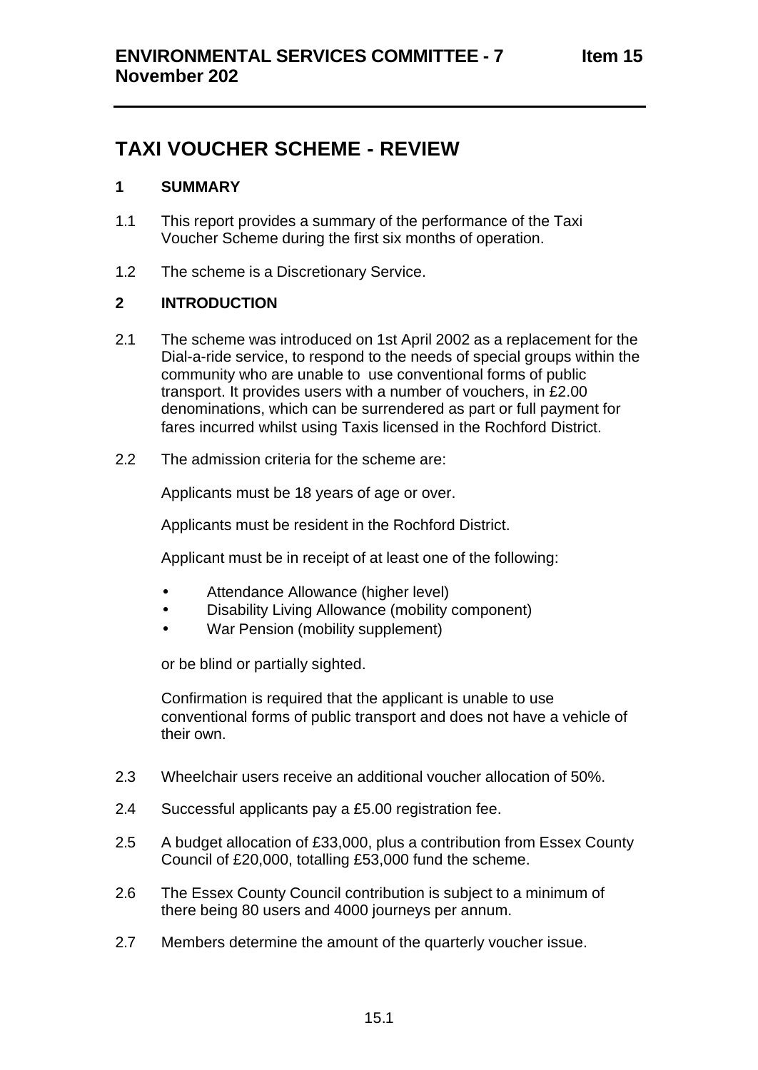# TAXI VOUCHER SCHEME - REVIEW

## 1 SUMMARY

1.1 This report provides a summary of the performance of the Taxi Voucher Scheme during the first six months of operation.

1.2 The scheme is a Discretionary Service.

## 2 INTRODUCTION

2.1 The scheme was introduced on 1st April 2002 as a replacement for the Dial-a-ride service, to respond to the needs of special groups within the community who are unable to use conventional forms of public transport. It provides users with a number of vouchers, in £2.00 denominations, which can be surrendered as part or full payment for fares incurred whilst using Taxis licensed in the Rochford District.

2.2 The admission criteria for the scheme are:

Applicants must be 18 years of age or over.

Applicants must be resident in the Rochford District.

Applicant must be in receipt of at least one of the following:

- Attendance Allowance (higher level)
- Disability Living Allowance (mobility component)
- War Pension (mobility supplement)

or be blind or partially sighted.

Confirmation is required that the applicant is unable to use conventional forms of public transport and does not have a vehicle of their own.

2.3 Wheelchair users receive an additional voucher allocation of 50%.

2.4 Successful applicants pay a £5.00 registration fee.

2.5 A budget allocation of £33,000, plus a contribution from Essex County Council of £20,000, totalling £53,000 fund the scheme.

2.6 The Essex County Council contribution is subject to a minimum of there being 80 users and 4000 journeys per annum.

2.7 Members determine the amount of the quarterly voucher issue.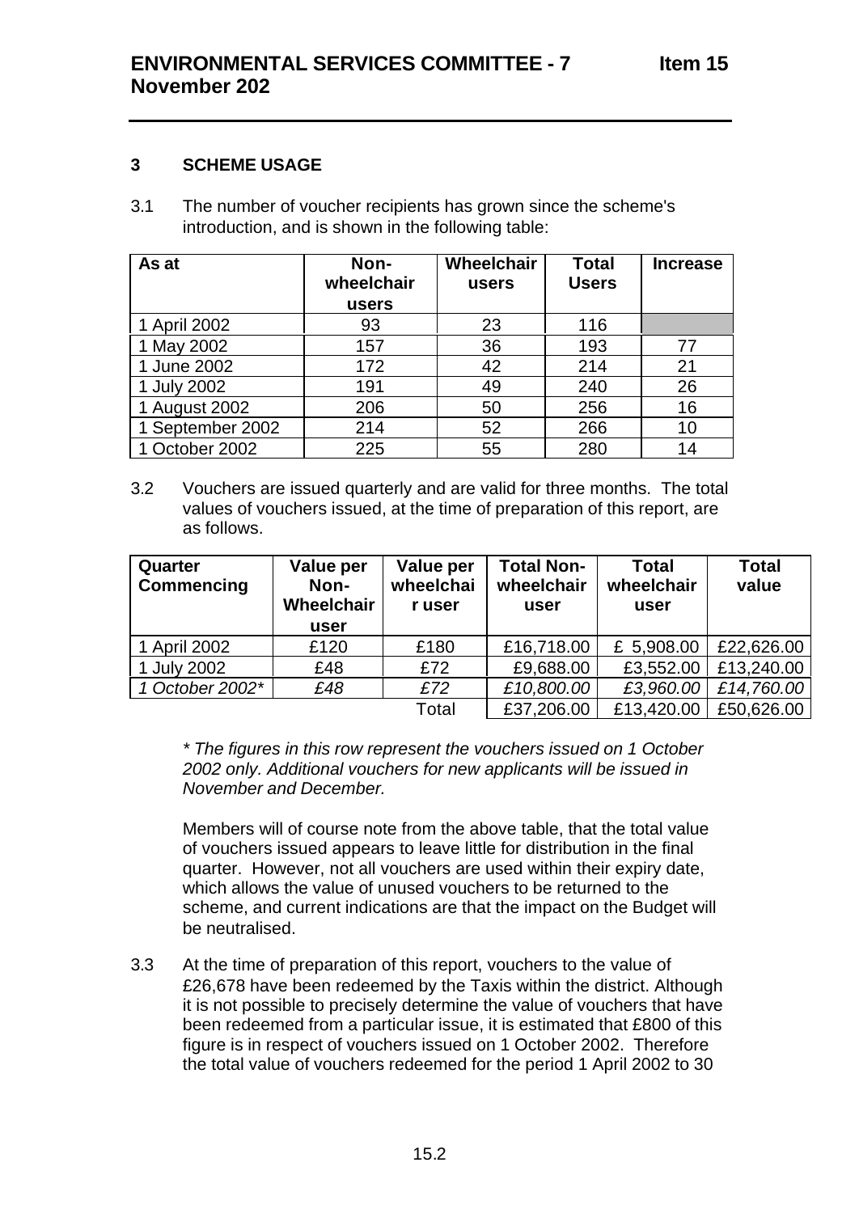## 3 SCHEME USAGE

3.1 The number of voucher recipients has grown since the scheme's introduction, and is shown in the following table:

| As at | Non-wheelchair users | Wheelchair users | Total Users | Increase |
|---|---|---|---|---|
| 1 April 2002 | 93 | 23 | 116 | |
| 1 May 2002 | 157 | 36 | 193 | 77 |
| 1 June 2002 | 172 | 42 | 214 | 21 |
| 1 July 2002 | 191 | 49 | 240 | 26 |
| 1 August 2002 | 206 | 50 | 256 | 16 |
| 1 September 2002 | 214 | 52 | 266 | 10 |
| 1 October 2002 | 225 | 55 | 280 | 14 |

3.2 Vouchers are issued quarterly and are valid for three months. The total values of vouchers issued, at the time of preparation of this report, are as follows.

| Quarter Commencing | Value per Non-Wheelchair user | Value per wheelchair user | Total Non-wheelchair user | Total wheelchair user | Total value |
|---|---|---|---|---|---|
| 1 April 2002 | £120 | £180 | £16,718.00 | £ 5,908.00 | £22,626.00 |
| 1 July 2002 | £48 | £72 | £9,688.00 | £3,552.00 | £13,240.00 |
| *1 October 2002** | *£48* | *£72* | *£10,800.00* | *£3,960.00* | *£14,760.00* |
| | | Total | £37,206.00 | £13,420.00 | £50,626.00 |

*\* The figures in this row represent the vouchers issued on 1 October 2002 only. Additional vouchers for new applicants will be issued in November and December.*

Members will of course note from the above table, that the total value of vouchers issued appears to leave little for distribution in the final quarter. However, not all vouchers are used within their expiry date, which allows the value of unused vouchers to be returned to the scheme, and current indications are that the impact on the Budget will be neutralised.

3.3 At the time of preparation of this report, vouchers to the value of £26,678 have been redeemed by the Taxis within the district. Although it is not possible to precisely determine the value of vouchers that have been redeemed from a particular issue, it is estimated that £800 of this figure is in respect of vouchers issued on 1 October 2002. Therefore the total value of vouchers redeemed for the period 1 April 2002 to 30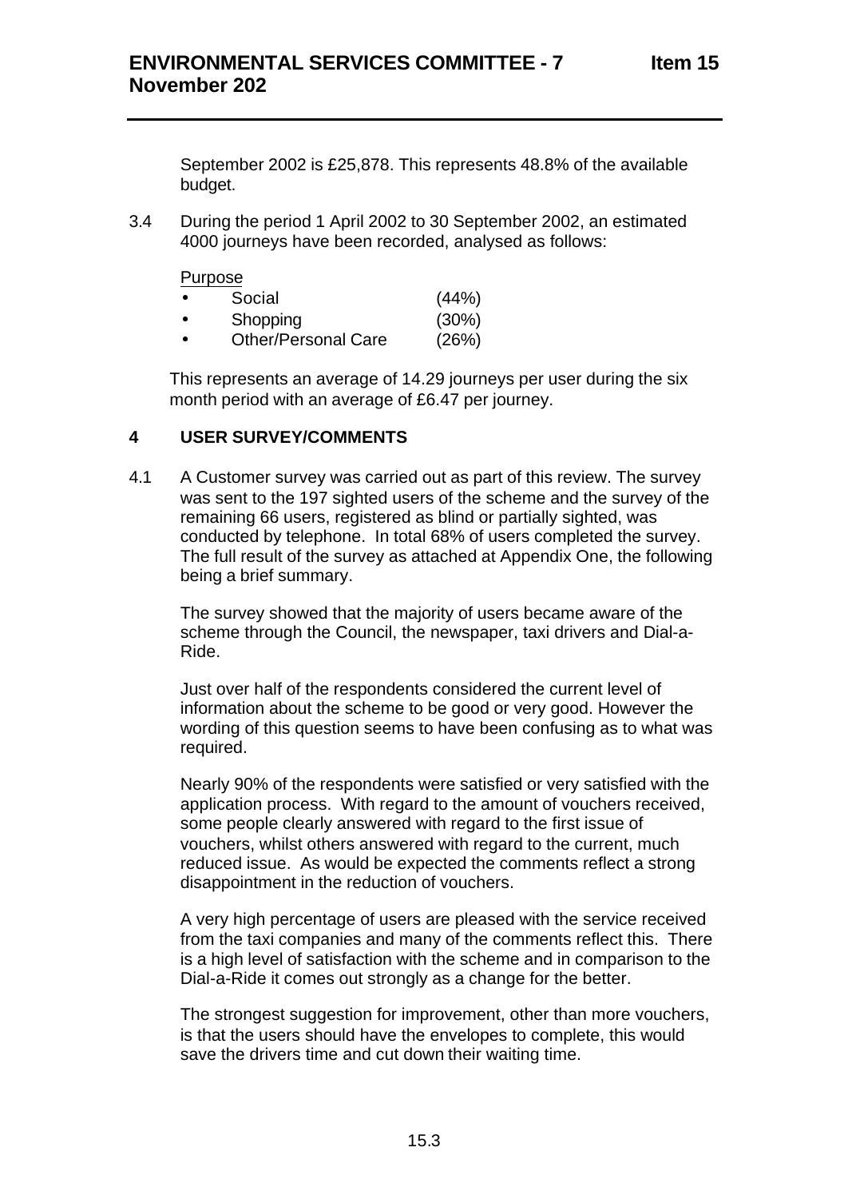September 2002 is £25,878. This represents 48.8% of the available budget.

3.4 During the period 1 April 2002 to 30 September 2002, an estimated 4000 journeys have been recorded, analysed as follows:

Purpose

- Social (44%)
- Shopping (30%)
- Other/Personal Care (26%)

This represents an average of 14.29 journeys per user during the six month period with an average of £6.47 per journey.

## 4 USER SURVEY/COMMENTS

4.1 A Customer survey was carried out as part of this review. The survey was sent to the 197 sighted users of the scheme and the survey of the remaining 66 users, registered as blind or partially sighted, was conducted by telephone. In total 68% of users completed the survey. The full result of the survey as attached at Appendix One, the following being a brief summary.

The survey showed that the majority of users became aware of the scheme through the Council, the newspaper, taxi drivers and Dial-a-Ride.

Just over half of the respondents considered the current level of information about the scheme to be good or very good. However the wording of this question seems to have been confusing as to what was required.

Nearly 90% of the respondents were satisfied or very satisfied with the application process. With regard to the amount of vouchers received, some people clearly answered with regard to the first issue of vouchers, whilst others answered with regard to the current, much reduced issue. As would be expected the comments reflect a strong disappointment in the reduction of vouchers.

A very high percentage of users are pleased with the service received from the taxi companies and many of the comments reflect this. There is a high level of satisfaction with the scheme and in comparison to the Dial-a-Ride it comes out strongly as a change for the better.

The strongest suggestion for improvement, other than more vouchers, is that the users should have the envelopes to complete, this would save the drivers time and cut down their waiting time.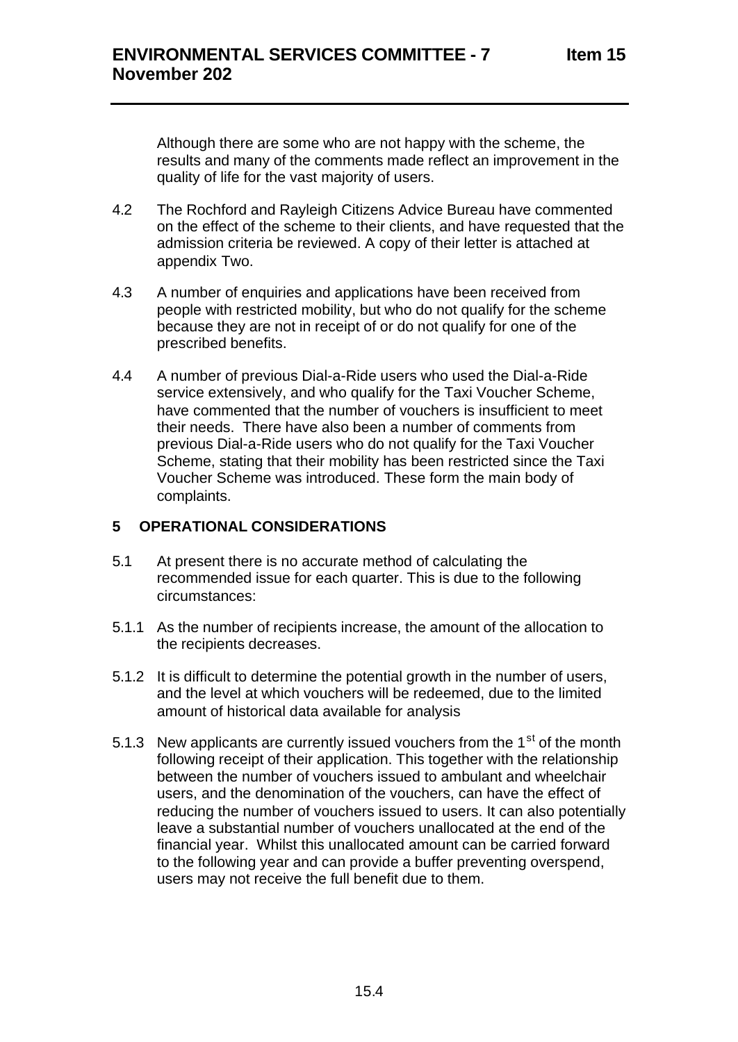Although there are some who are not happy with the scheme, the results and many of the comments made reflect an improvement in the quality of life for the vast majority of users.

4.2 The Rochford and Rayleigh Citizens Advice Bureau have commented on the effect of the scheme to their clients, and have requested that the admission criteria be reviewed. A copy of their letter is attached at appendix Two.

4.3 A number of enquiries and applications have been received from people with restricted mobility, but who do not qualify for the scheme because they are not in receipt of or do not qualify for one of the prescribed benefits.

4.4 A number of previous Dial-a-Ride users who used the Dial-a-Ride service extensively, and who qualify for the Taxi Voucher Scheme, have commented that the number of vouchers is insufficient to meet their needs. There have also been a number of comments from previous Dial-a-Ride users who do not qualify for the Taxi Voucher Scheme, stating that their mobility has been restricted since the Taxi Voucher Scheme was introduced. These form the main body of complaints.

## 5 OPERATIONAL CONSIDERATIONS

5.1 At present there is no accurate method of calculating the recommended issue for each quarter. This is due to the following circumstances:

5.1.1 As the number of recipients increase, the amount of the allocation to the recipients decreases.

5.1.2 It is difficult to determine the potential growth in the number of users, and the level at which vouchers will be redeemed, due to the limited amount of historical data available for analysis

5.1.3 New applicants are currently issued vouchers from the 1st of the month following receipt of their application. This together with the relationship between the number of vouchers issued to ambulant and wheelchair users, and the denomination of the vouchers, can have the effect of reducing the number of vouchers issued to users. It can also potentially leave a substantial number of vouchers unallocated at the end of the financial year. Whilst this unallocated amount can be carried forward to the following year and can provide a buffer preventing overspend, users may not receive the full benefit due to them.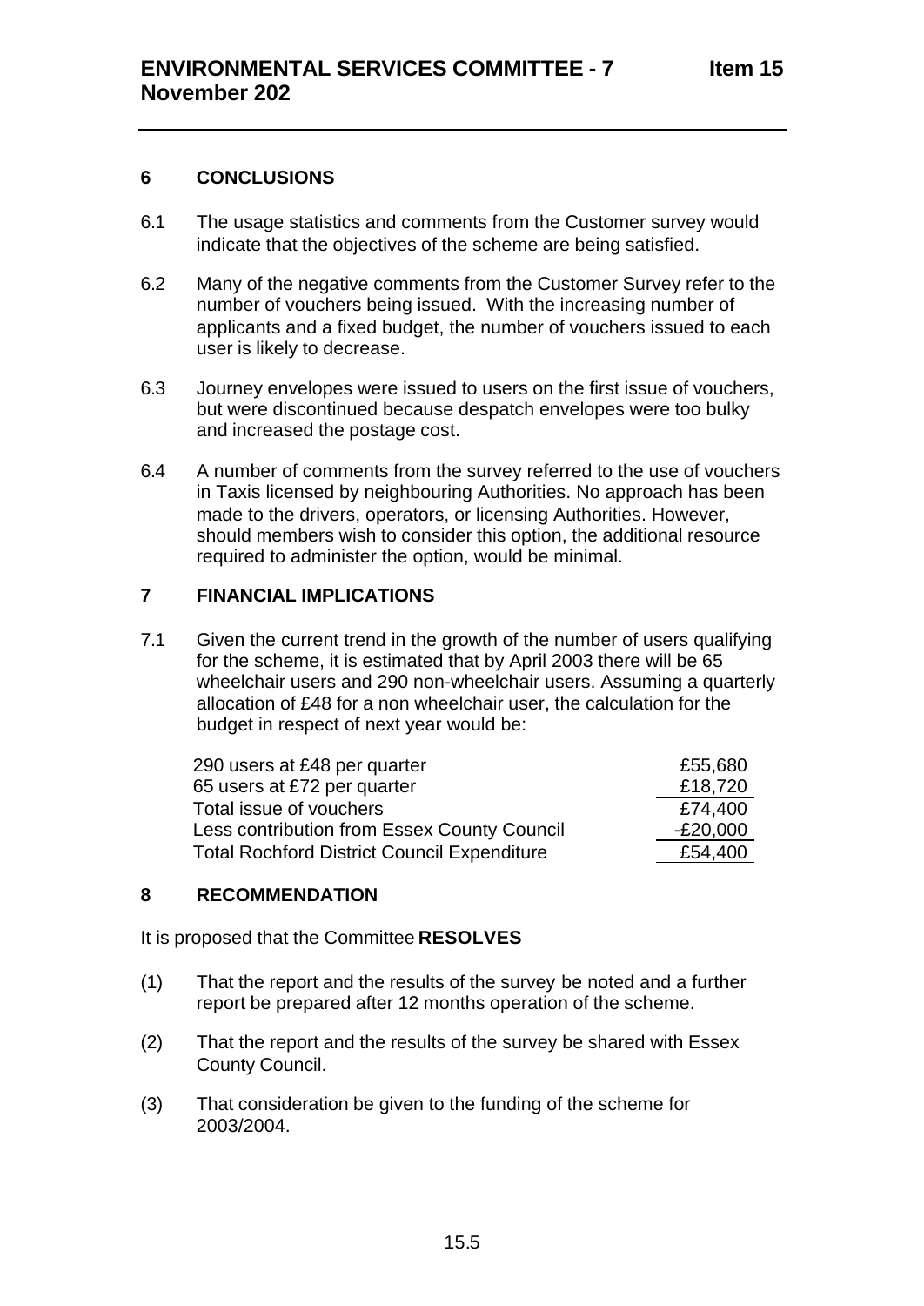## 6 CONCLUSIONS

6.1 The usage statistics and comments from the Customer survey would indicate that the objectives of the scheme are being satisfied.

6.2 Many of the negative comments from the Customer Survey refer to the number of vouchers being issued. With the increasing number of applicants and a fixed budget, the number of vouchers issued to each user is likely to decrease.

6.3 Journey envelopes were issued to users on the first issue of vouchers, but were discontinued because despatch envelopes were too bulky and increased the postage cost.

6.4 A number of comments from the survey referred to the use of vouchers in Taxis licensed by neighbouring Authorities. No approach has been made to the drivers, operators, or licensing Authorities. However, should members wish to consider this option, the additional resource required to administer the option, would be minimal.

## 7 FINANCIAL IMPLICATIONS

7.1 Given the current trend in the growth of the number of users qualifying for the scheme, it is estimated that by April 2003 there will be 65 wheelchair users and 290 non-wheelchair users. Assuming a quarterly allocation of £48 for a non wheelchair user, the calculation for the budget in respect of next year would be:

| | |
|---|---|
| 290 users at £48 per quarter | £55,680 |
| 65 users at £72 per quarter | £18,720 |
| Total issue of vouchers | £74,400 |
| Less contribution from Essex County Council | -£20,000 |
| Total Rochford District Council Expenditure | £54,400 |

## 8 RECOMMENDATION

It is proposed that the Committee **RESOLVES**

(1) That the report and the results of the survey be noted and a further report be prepared after 12 months operation of the scheme.

(2) That the report and the results of the survey be shared with Essex County Council.

(3) That consideration be given to the funding of the scheme for 2003/2004.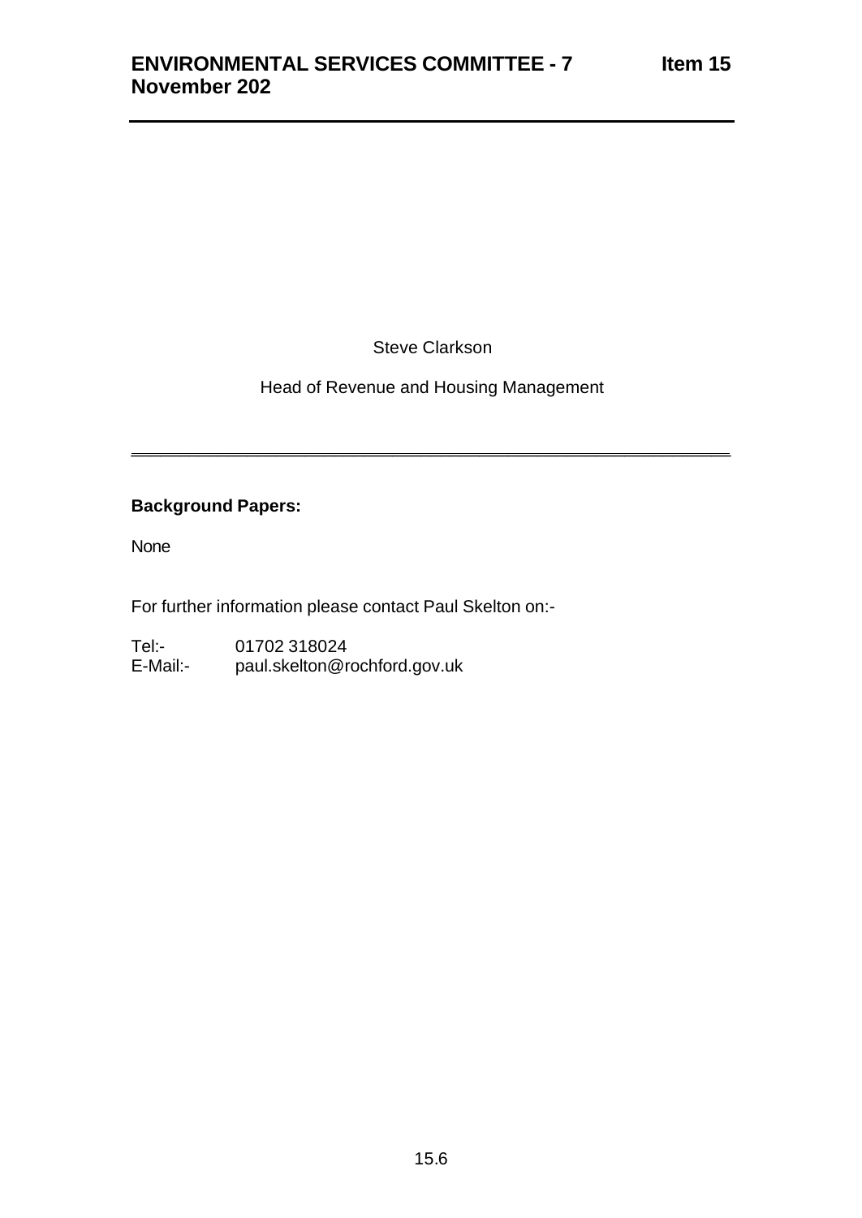Steve Clarkson

Head of Revenue and Housing Management

---

**Background Papers:**

None

For further information please contact Paul Skelton on:-

Tel:- 01702 318024
E-Mail:- paul.skelton@rochford.gov.uk